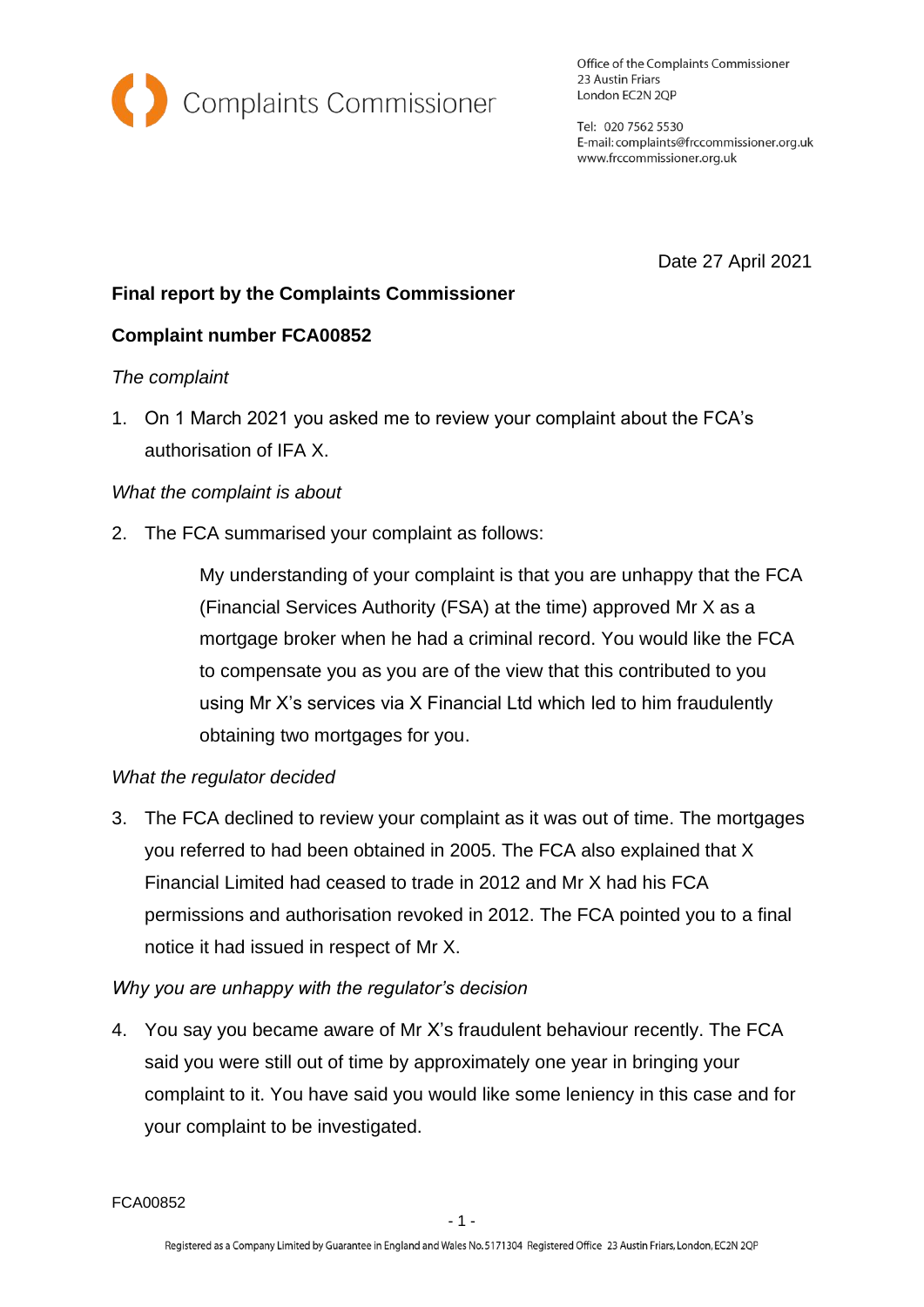Complaints Commissioner

Office of the Complaints Commissioner
23 Austin Friars
London EC2N 2QP

Tel: 020 7562 5530
E-mail: complaints@frccommissioner.org.uk
www.frccommissioner.org.uk

Date 27 April 2021

**Final report by the Complaints Commissioner**

**Complaint number FCA00852**

*The complaint*

1. On 1 March 2021 you asked me to review your complaint about the FCA's authorisation of IFA X.

*What the complaint is about*

2. The FCA summarised your complaint as follows:

> My understanding of your complaint is that you are unhappy that the FCA (Financial Services Authority (FSA) at the time) approved Mr X as a mortgage broker when he had a criminal record. You would like the FCA to compensate you as you are of the view that this contributed to you using Mr X's services via X Financial Ltd which led to him fraudulently obtaining two mortgages for you.

*What the regulator decided*

3. The FCA declined to review your complaint as it was out of time. The mortgages you referred to had been obtained in 2005. The FCA also explained that X Financial Limited had ceased to trade in 2012 and Mr X had his FCA permissions and authorisation revoked in 2012. The FCA pointed you to a final notice it had issued in respect of Mr X.

*Why you are unhappy with the regulator's decision*

4. You say you became aware of Mr X's fraudulent behaviour recently. The FCA said you were still out of time by approximately one year in bringing your complaint to it. You have said you would like some leniency in this case and for your complaint to be investigated.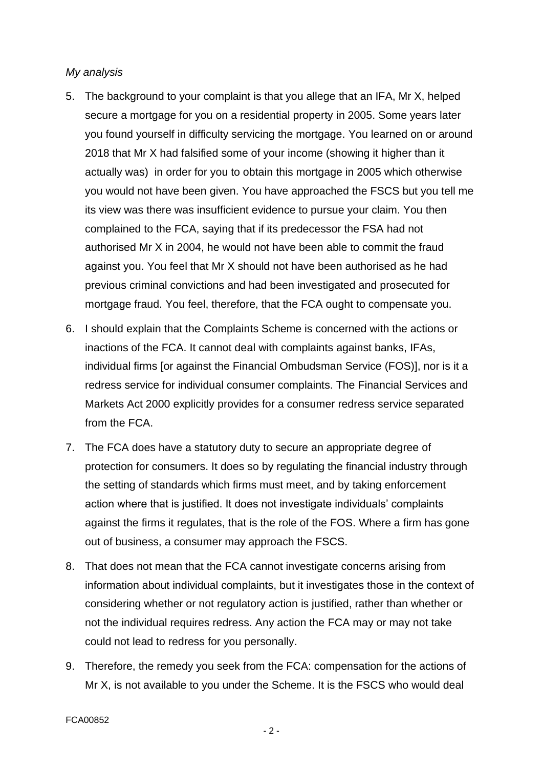*My analysis*

5. The background to your complaint is that you allege that an IFA, Mr X, helped secure a mortgage for you on a residential property in 2005. Some years later you found yourself in difficulty servicing the mortgage. You learned on or around 2018 that Mr X had falsified some of your income (showing it higher than it actually was) in order for you to obtain this mortgage in 2005 which otherwise you would not have been given. You have approached the FSCS but you tell me its view was there was insufficient evidence to pursue your claim. You then complained to the FCA, saying that if its predecessor the FSA had not authorised Mr X in 2004, he would not have been able to commit the fraud against you. You feel that Mr X should not have been authorised as he had previous criminal convictions and had been investigated and prosecuted for mortgage fraud. You feel, therefore, that the FCA ought to compensate you.

6. I should explain that the Complaints Scheme is concerned with the actions or inactions of the FCA. It cannot deal with complaints against banks, IFAs, individual firms [or against the Financial Ombudsman Service (FOS)], nor is it a redress service for individual consumer complaints. The Financial Services and Markets Act 2000 explicitly provides for a consumer redress service separated from the FCA.

7. The FCA does have a statutory duty to secure an appropriate degree of protection for consumers. It does so by regulating the financial industry through the setting of standards which firms must meet, and by taking enforcement action where that is justified. It does not investigate individuals' complaints against the firms it regulates, that is the role of the FOS. Where a firm has gone out of business, a consumer may approach the FSCS.

8. That does not mean that the FCA cannot investigate concerns arising from information about individual complaints, but it investigates those in the context of considering whether or not regulatory action is justified, rather than whether or not the individual requires redress. Any action the FCA may or may not take could not lead to redress for you personally.

9. Therefore, the remedy you seek from the FCA: compensation for the actions of Mr X, is not available to you under the Scheme. It is the FSCS who would deal

FCA00852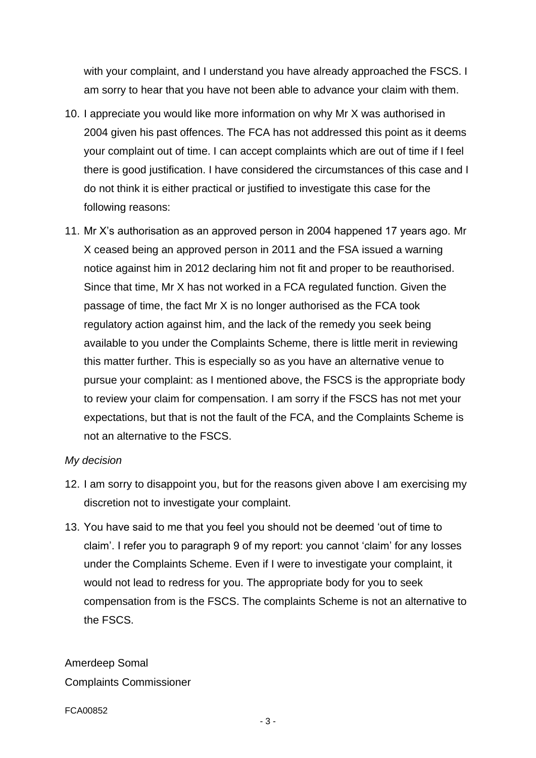with your complaint, and I understand you have already approached the FSCS. I am sorry to hear that you have not been able to advance your claim with them.

10. I appreciate you would like more information on why Mr X was authorised in 2004 given his past offences. The FCA has not addressed this point as it deems your complaint out of time. I can accept complaints which are out of time if I feel there is good justification. I have considered the circumstances of this case and I do not think it is either practical or justified to investigate this case for the following reasons:

11. Mr X's authorisation as an approved person in 2004 happened 17 years ago. Mr X ceased being an approved person in 2011 and the FSA issued a warning notice against him in 2012 declaring him not fit and proper to be reauthorised. Since that time, Mr X has not worked in a FCA regulated function. Given the passage of time, the fact Mr X is no longer authorised as the FCA took regulatory action against him, and the lack of the remedy you seek being available to you under the Complaints Scheme, there is little merit in reviewing this matter further. This is especially so as you have an alternative venue to pursue your complaint: as I mentioned above, the FSCS is the appropriate body to review your claim for compensation. I am sorry if the FSCS has not met your expectations, but that is not the fault of the FCA, and the Complaints Scheme is not an alternative to the FSCS.

*My decision*

12. I am sorry to disappoint you, but for the reasons given above I am exercising my discretion not to investigate your complaint.

13. You have said to me that you feel you should not be deemed 'out of time to claim'. I refer you to paragraph 9 of my report: you cannot 'claim' for any losses under the Complaints Scheme. Even if I were to investigate your complaint, it would not lead to redress for you. The appropriate body for you to seek compensation from is the FSCS. The complaints Scheme is not an alternative to the FSCS.

Amerdeep Somal
Complaints Commissioner

FCA00852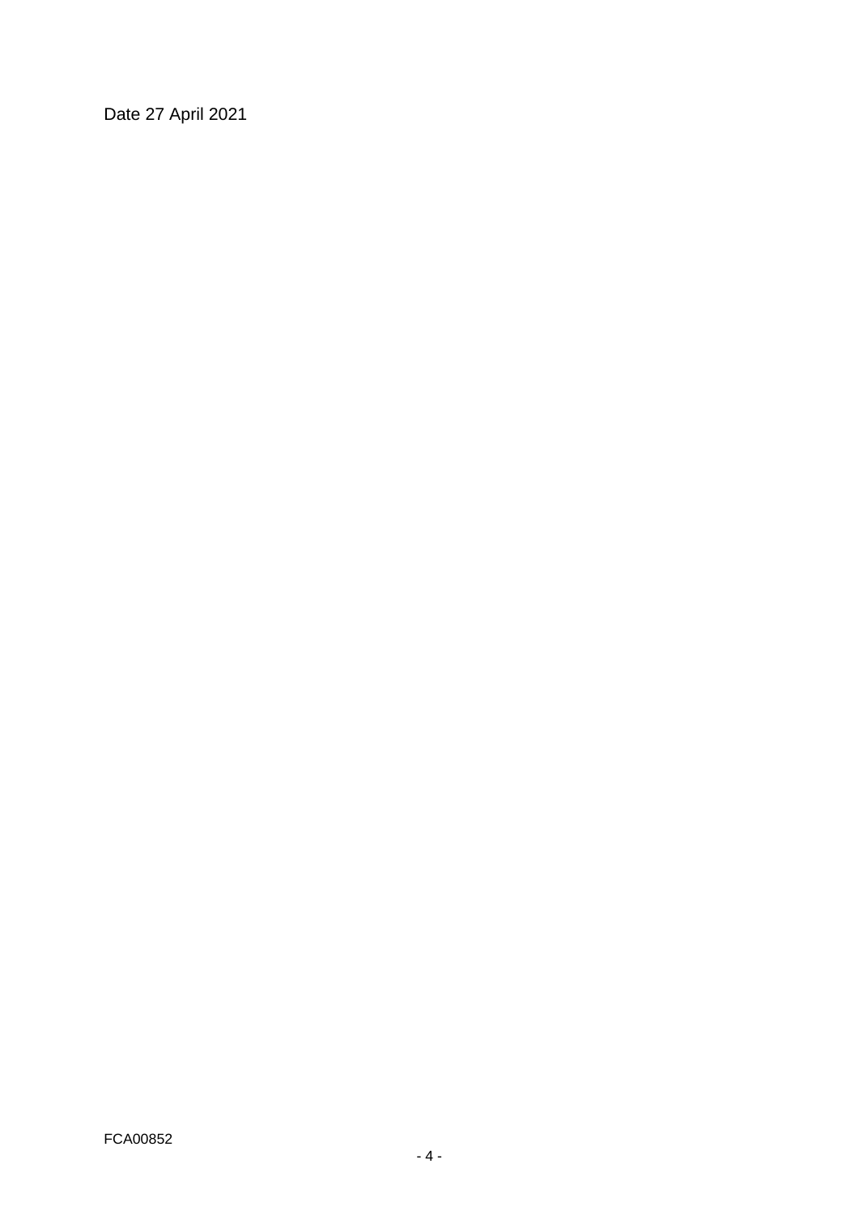Date 27 April 2021

FCA00852